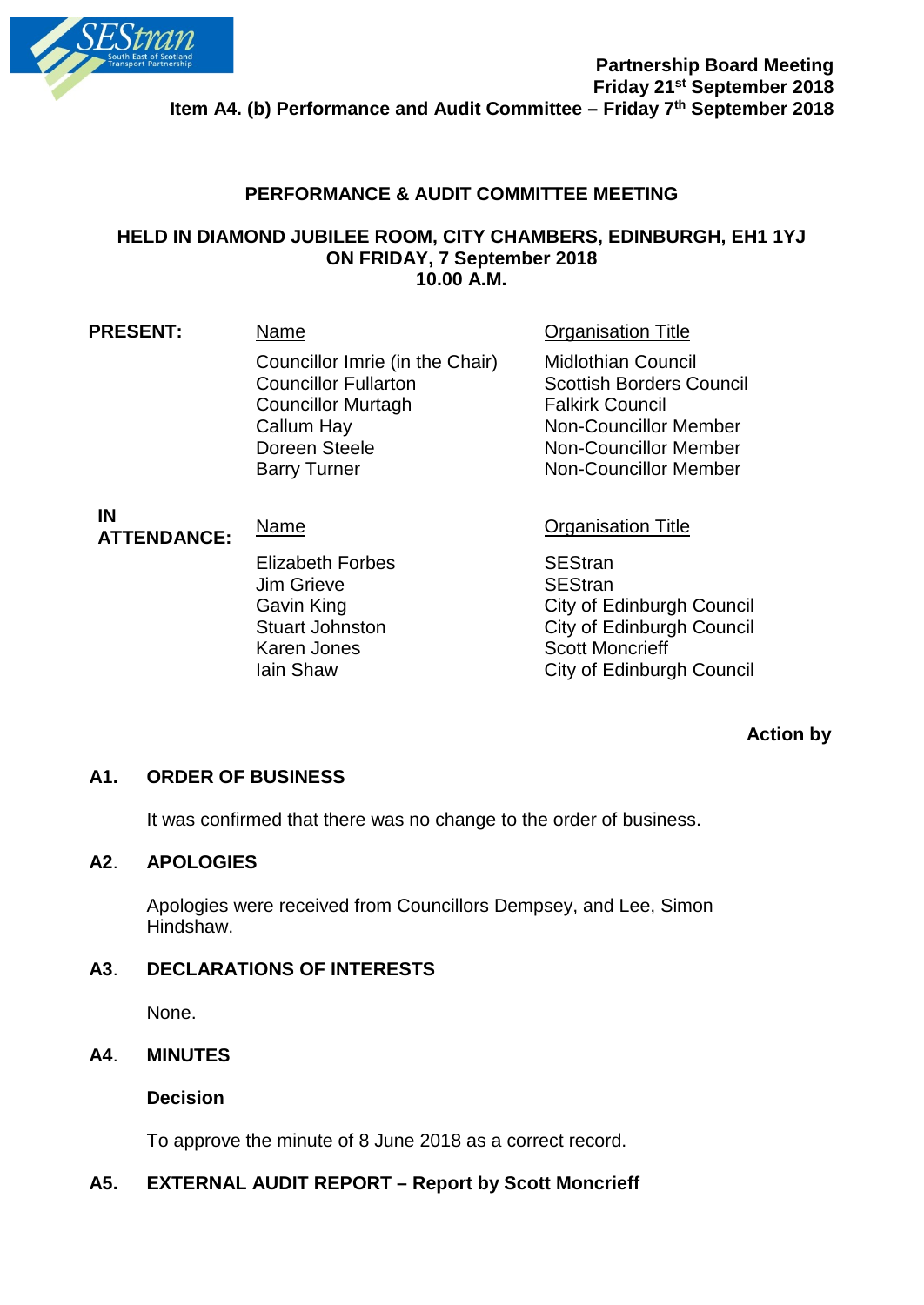**Partnership Board Meeting**
**Friday 21st September 2018**
**Item A4. (b) Performance and Audit Committee – Friday 7th September 2018**

## PERFORMANCE & AUDIT COMMITTEE MEETING

### HELD IN DIAMOND JUBILEE ROOM, CITY CHAMBERS, EDINBURGH, EH1 1YJ ON FRIDAY, 7 September 2018 10.00 A.M.

**PRESENT:**

| Name | Organisation Title |
|---|---|
| Councillor Imrie (in the Chair) | Midlothian Council |
| Councillor Fullarton | Scottish Borders Council |
| Councillor Murtagh | Falkirk Council |
| Callum Hay | Non-Councillor Member |
| Doreen Steele | Non-Councillor Member |
| Barry Turner | Non-Councillor Member |

**IN ATTENDANCE:**

| Name | Organisation Title |
|---|---|
| Elizabeth Forbes | SEStran |
| Jim Grieve | SEStran |
| Gavin King | City of Edinburgh Council |
| Stuart Johnston | City of Edinburgh Council |
| Karen Jones | Scott Moncrieff |
| Iain Shaw | City of Edinburgh Council |

**Action by**

**A1. ORDER OF BUSINESS**

It was confirmed that there was no change to the order of business.

**A2. APOLOGIES**

Apologies were received from Councillors Dempsey, and Lee, Simon Hindshaw.

**A3. DECLARATIONS OF INTERESTS**

None.

**A4. MINUTES**

**Decision**

To approve the minute of 8 June 2018 as a correct record.

**A5. EXTERNAL AUDIT REPORT – Report by Scott Moncrieff**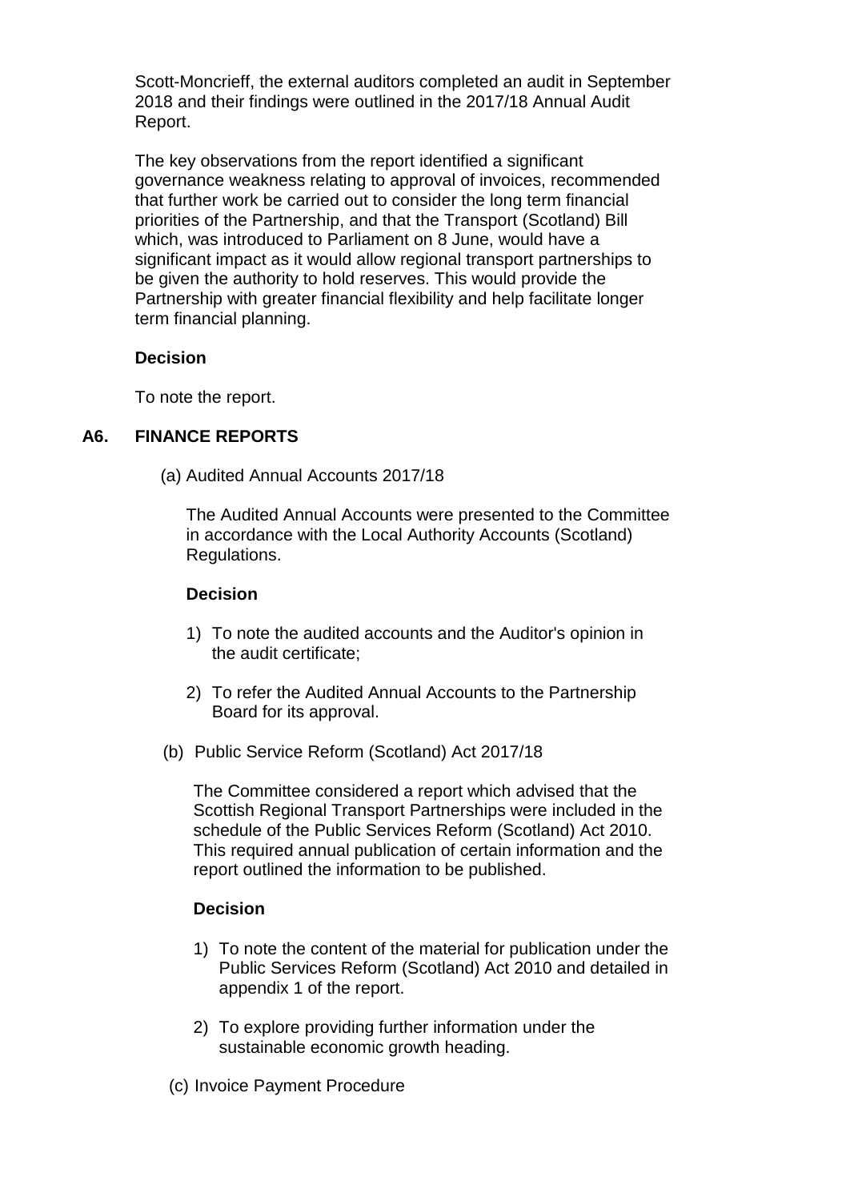Scott-Moncrieff, the external auditors completed an audit in September 2018 and their findings were outlined in the 2017/18 Annual Audit Report.

The key observations from the report identified a significant governance weakness relating to approval of invoices, recommended that further work be carried out to consider the long term financial priorities of the Partnership, and that the Transport (Scotland) Bill which, was introduced to Parliament on 8 June, would have a significant impact as it would allow regional transport partnerships to be given the authority to hold reserves. This would provide the Partnership with greater financial flexibility and help facilitate longer term financial planning.

**Decision**

To note the report.

## A6. FINANCE REPORTS

(a) Audited Annual Accounts 2017/18

The Audited Annual Accounts were presented to the Committee in accordance with the Local Authority Accounts (Scotland) Regulations.

**Decision**

1) To note the audited accounts and the Auditor's opinion in the audit certificate;

2) To refer the Audited Annual Accounts to the Partnership Board for its approval.

(b) Public Service Reform (Scotland) Act 2017/18

The Committee considered a report which advised that the Scottish Regional Transport Partnerships were included in the schedule of the Public Services Reform (Scotland) Act 2010. This required annual publication of certain information and the report outlined the information to be published.

**Decision**

1) To note the content of the material for publication under the Public Services Reform (Scotland) Act 2010 and detailed in appendix 1 of the report.

2) To explore providing further information under the sustainable economic growth heading.

(c) Invoice Payment Procedure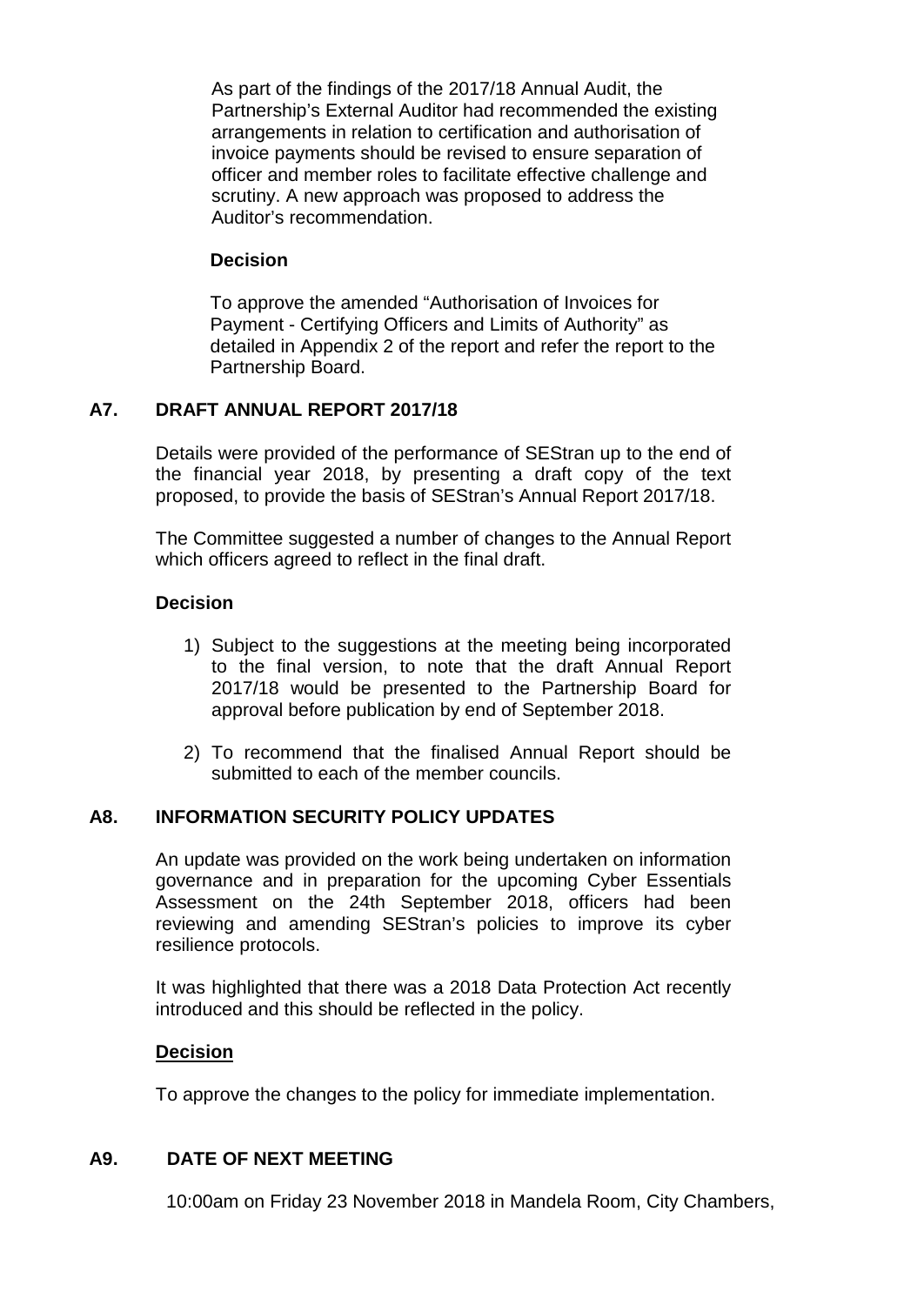As part of the findings of the 2017/18 Annual Audit, the Partnership's External Auditor had recommended the existing arrangements in relation to certification and authorisation of invoice payments should be revised to ensure separation of officer and member roles to facilitate effective challenge and scrutiny. A new approach was proposed to address the Auditor's recommendation.

**Decision**

To approve the amended "Authorisation of Invoices for Payment - Certifying Officers and Limits of Authority" as detailed in Appendix 2 of the report and refer the report to the Partnership Board.

## A7. DRAFT ANNUAL REPORT 2017/18

Details were provided of the performance of SEStran up to the end of the financial year 2018, by presenting a draft copy of the text proposed, to provide the basis of SEStran's Annual Report 2017/18.

The Committee suggested a number of changes to the Annual Report which officers agreed to reflect in the final draft.

**Decision**

1) Subject to the suggestions at the meeting being incorporated to the final version, to note that the draft Annual Report 2017/18 would be presented to the Partnership Board for approval before publication by end of September 2018.
2) To recommend that the finalised Annual Report should be submitted to each of the member councils.

## A8. INFORMATION SECURITY POLICY UPDATES

An update was provided on the work being undertaken on information governance and in preparation for the upcoming Cyber Essentials Assessment on the 24th September 2018, officers had been reviewing and amending SEStran's policies to improve its cyber resilience protocols.

It was highlighted that there was a 2018 Data Protection Act recently introduced and this should be reflected in the policy.

**Decision**

To approve the changes to the policy for immediate implementation.

## A9. DATE OF NEXT MEETING

10:00am on Friday 23 November 2018 in Mandela Room, City Chambers,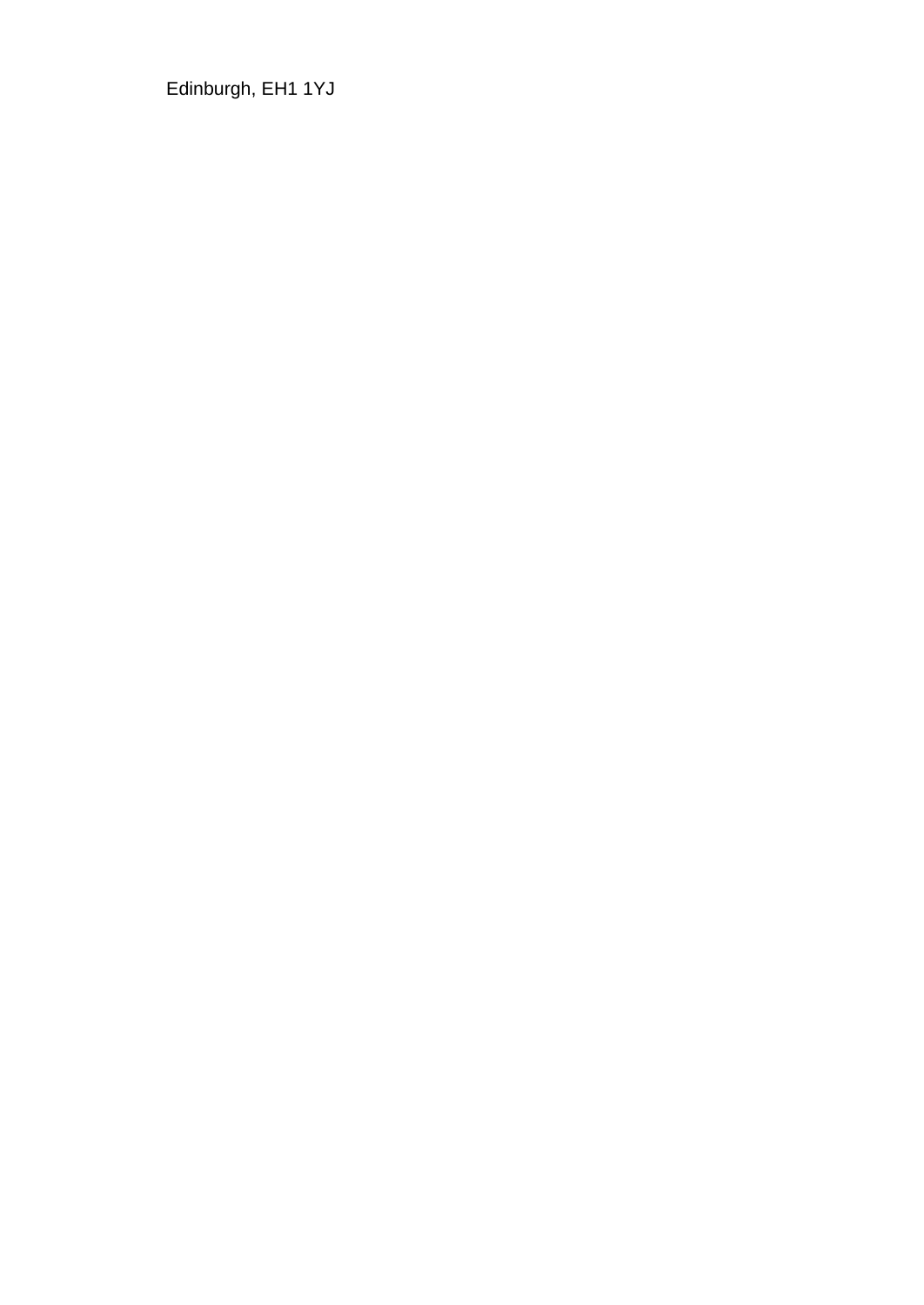Edinburgh, EH1 1YJ